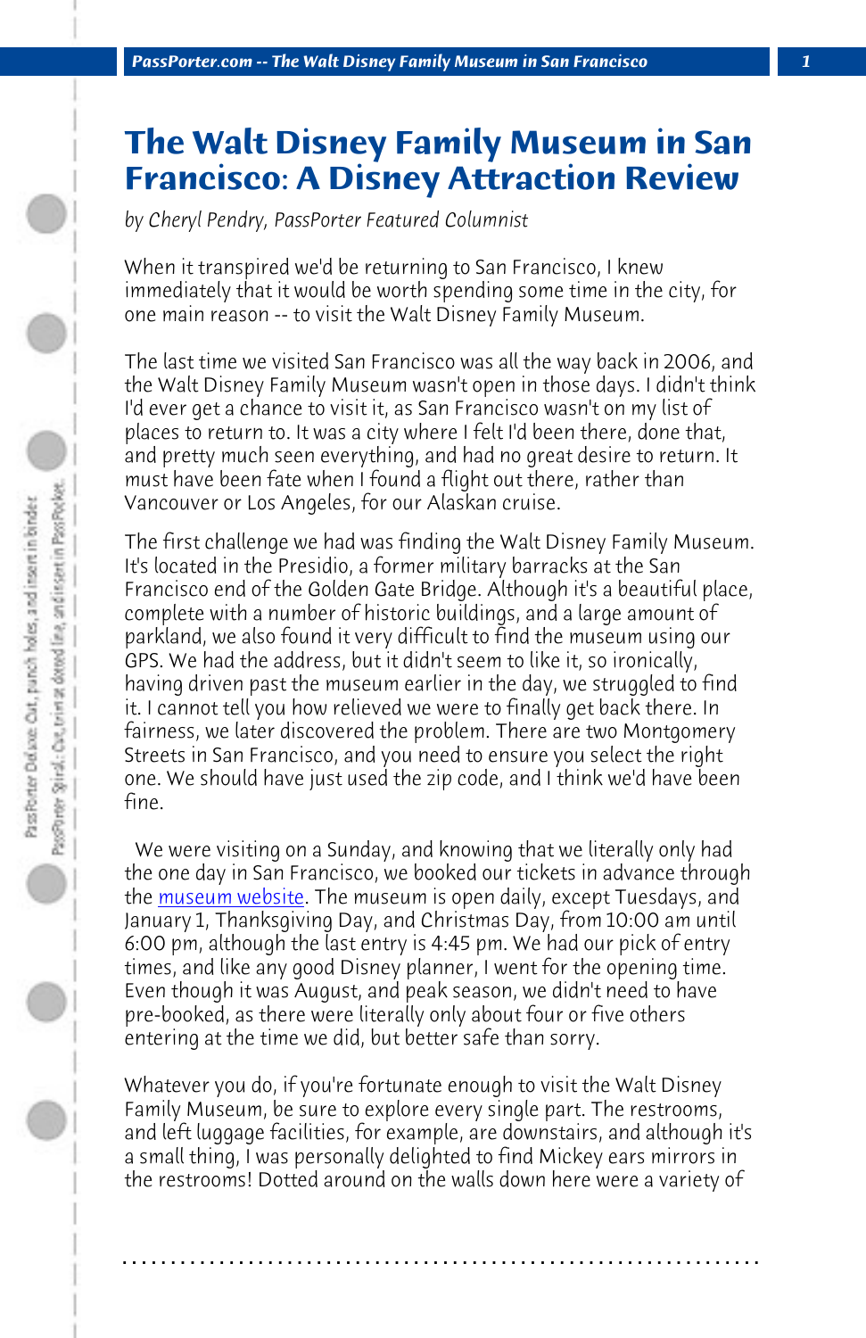# The Walt Disney Family Museum in San Francisco: A Disney Attraction Review

*by Cheryl Pendry, PassPorter Featured Columnist*

When it transpired we'd be returning to San Francisco, I knew immediately that it would be worth spending some time in the city, for one main reason -- to visit the Walt Disney Family Museum.

The last time we visited San Francisco was all the way back in 2006, and the Walt Disney Family Museum wasn't open in those days. I didn't think I'd ever get a chance to visit it, as San Francisco wasn't on my list of places to return to. It was a city where I felt I'd been there, done that, and pretty much seen everything, and had no great desire to return. It must have been fate when I found a flight out there, rather than Vancouver or Los Angeles, for our Alaskan cruise.

The first challenge we had was finding the Walt Disney Family Museum. It's located in the Presidio, a former military barracks at the San Francisco end of the Golden Gate Bridge. Although it's a beautiful place, complete with a number of historic buildings, and a large amount of parkland, we also found it very difficult to find the museum using our GPS. We had the address, but it didn't seem to like it, so ironically, having driven past the museum earlier in the day, we struggled to find it. I cannot tell you how relieved we were to finally get back there. In fairness, we later discovered the problem. There are two Montgomery Streets in San Francisco, and you need to ensure you select the right one. We should have just used the zip code, and I think we'd have been fine.

We were visiting on a Sunday, and knowing that we literally only had the one day in San Francisco, we booked our tickets in advance through the museum website. The museum is open daily, except Tuesdays, and January 1, Thanksgiving Day, and Christmas Day, from 10:00 am until 6:00 pm, although the last entry is 4:45 pm. We had our pick of entry times, and like any good Disney planner, I went for the opening time. Even though it was August, and peak season, we didn't need to have pre-booked, as there were literally only about four or five others entering at the time we did, but better safe than sorry.

Whatever you do, if you're fortunate enough to visit the Walt Disney Family Museum, be sure to explore every single part. The restrooms, and left luggage facilities, for example, are downstairs, and although it's a small thing, I was personally delighted to find Mickey ears mirrors in the restrooms! Dotted around on the walls down here were a variety of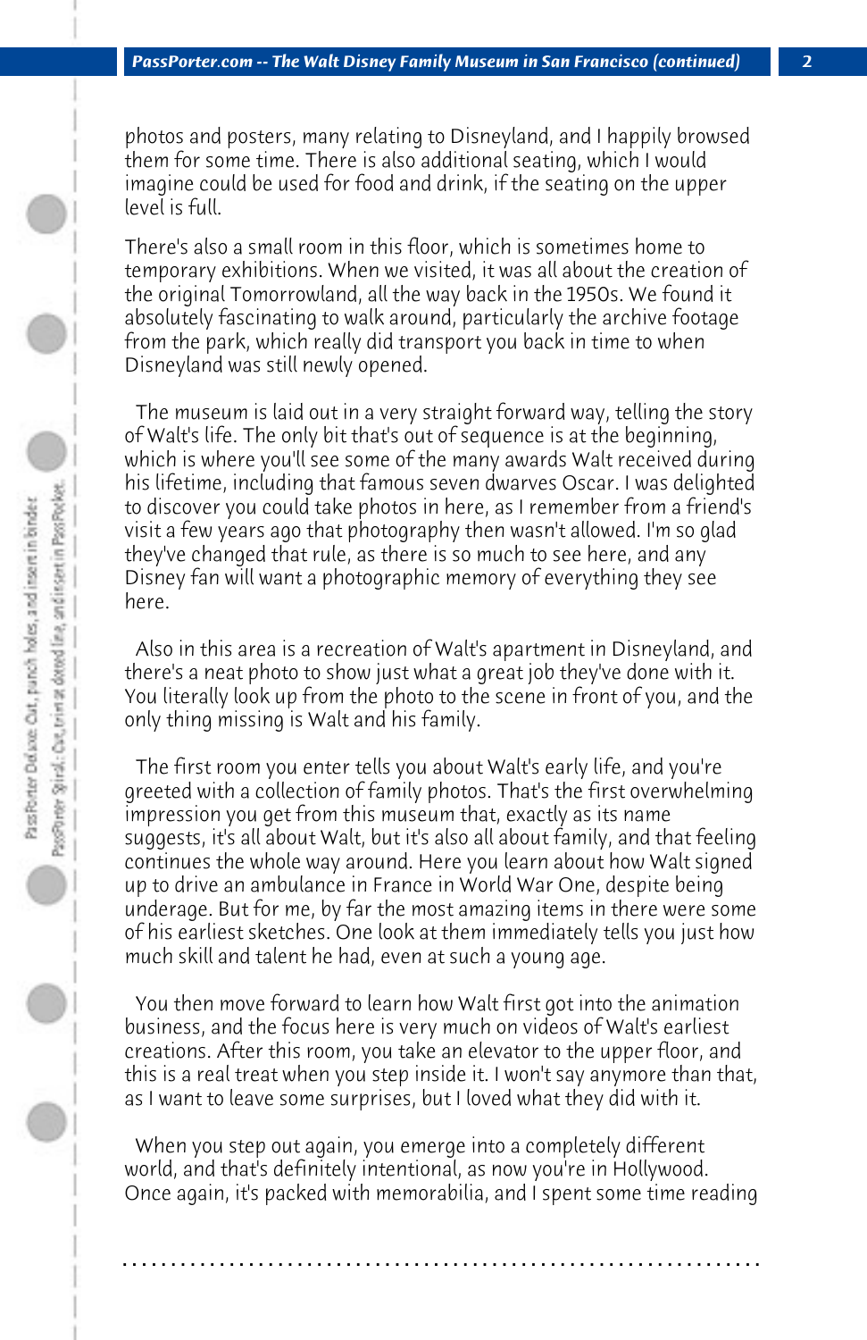photos and posters, many relating to Disneyland, and I happily browsed them for some time. There is also additional seating, which I would imagine could be used for food and drink, if the seating on the upper level is full.

There's also a small room in this floor, which is sometimes home to temporary exhibitions. When we visited, it was all about the creation of the original Tomorrowland, all the way back in the 1950s. We found it absolutely fascinating to walk around, particularly the archive footage from the park, which really did transport you back in time to when Disneyland was still newly opened.

The museum is laid out in a very straight forward way, telling the story of Walt's life. The only bit that's out of sequence is at the beginning, which is where you'll see some of the many awards Walt received during his lifetime, including that famous seven dwarves Oscar. I was delighted to discover you could take photos in here, as I remember from a friend's visit a few years ago that photography then wasn't allowed. I'm so glad they've changed that rule, as there is so much to see here, and any Disney fan will want a photographic memory of everything they see here.

Also in this area is a recreation of Walt's apartment in Disneyland, and there's a neat photo to show just what a great job they've done with it. You literally look up from the photo to the scene in front of you, and the only thing missing is Walt and his family.

The first room you enter tells you about Walt's early life, and you're greeted with a collection of family photos. That's the first overwhelming impression you get from this museum that, exactly as its name suggests, it's all about Walt, but it's also all about family, and that feeling continues the whole way around. Here you learn about how Walt signed up to drive an ambulance in France in World War One, despite being underage. But for me, by far the most amazing items in there were some of his earliest sketches. One look at them immediately tells you just how much skill and talent he had, even at such a young age.

You then move forward to learn how Walt first got into the animation business, and the focus here is very much on videos of Walt's earliest creations. After this room, you take an elevator to the upper floor, and this is a real treat when you step inside it. I won't say anymore than that, as I want to leave some surprises, but I loved what they did with it.

When you step out again, you emerge into a completely different world, and that's definitely intentional, as now you're in Hollywood. Once again, it's packed with memorabilia, and I spent some time reading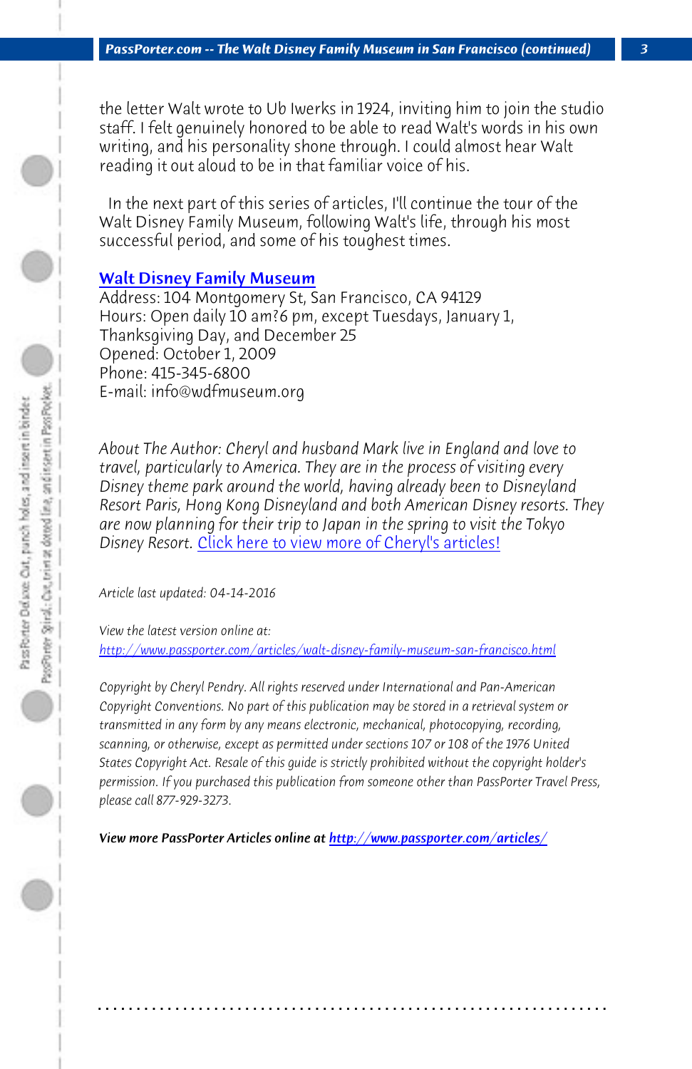the letter Walt wrote to Ub Iwerks in 1924, inviting him to join the studio staff. I felt genuinely honored to be able to read Walt's words in his own writing, and his personality shone through. I could almost hear Walt reading it out aloud to be in that familiar voice of his.

In the next part of this series of articles, I'll continue the tour of the Walt Disney Family Museum, following Walt's life, through his most successful period, and some of his toughest times.

**Walt Disney Family Museum**
Address: 104 Montgomery St, San Francisco, CA 94129
Hours: Open daily 10 am?6 pm, except Tuesdays, January 1, Thanksgiving Day, and December 25
Opened: October 1, 2009
Phone: 415-345-6800
E-mail: info@wdfmuseum.org

*About The Author: Cheryl and husband Mark live in England and love to travel, particularly to America. They are in the process of visiting every Disney theme park around the world, having already been to Disneyland Resort Paris, Hong Kong Disneyland and both American Disney resorts. They are now planning for their trip to Japan in the spring to visit the Tokyo Disney Resort.* Click here to view more of Cheryl's articles!

*Article last updated: 04-14-2016*

*View the latest version online at:*
*http://www.passporter.com/articles/walt-disney-family-museum-san-francisco.html*

*Copyright by Cheryl Pendry. All rights reserved under International and Pan-American Copyright Conventions. No part of this publication may be stored in a retrieval system or transmitted in any form by any means electronic, mechanical, photocopying, recording, scanning, or otherwise, except as permitted under sections 107 or 108 of the 1976 United States Copyright Act. Resale of this guide is strictly prohibited without the copyright holder's permission. If you purchased this publication from someone other than PassPorter Travel Press, please call 877-929-3273.*

***View more PassPorter Articles online at http://www.passporter.com/articles/***